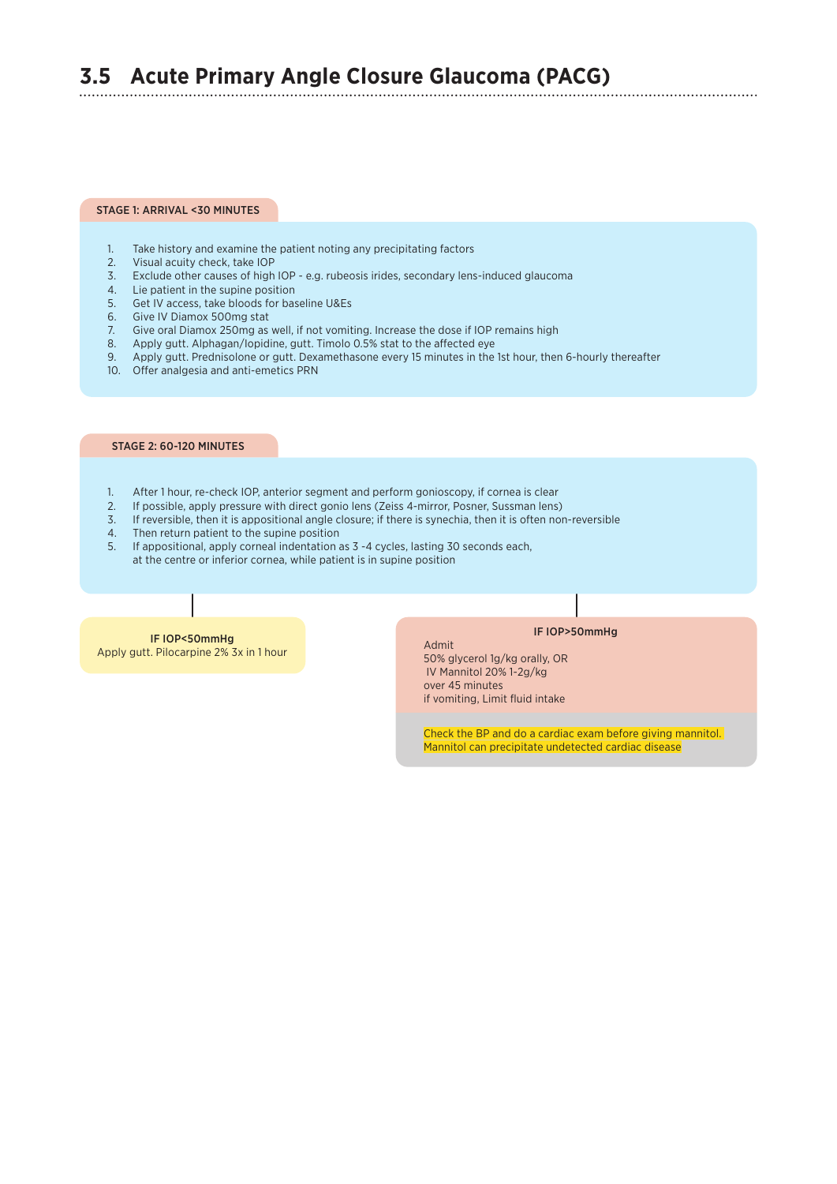## 3.5 Acute Primary Angle Closure Glaucoma (PACG)

**STAGE 1: ARRIVAL <30 MINUTES**

1. Take history and examine the patient noting any precipitating factors
2. Visual acuity check, take IOP
3. Exclude other causes of high IOP - e.g. rubeosis irides, secondary lens-induced glaucoma
4. Lie patient in the supine position
5. Get IV access, take bloods for baseline U&Es
6. Give IV Diamox 500mg stat
7. Give oral Diamox 250mg as well, if not vomiting. Increase the dose if IOP remains high
8. Apply gutt. Alphagan/lopidine, gutt. Timolo 0.5% stat to the affected eye
9. Apply gutt. Prednisolone or gutt. Dexamethasone every 15 minutes in the 1st hour, then 6-hourly thereafter
10. Offer analgesia and anti-emetics PRN

**STAGE 2: 60-120 MINUTES**

1. After 1 hour, re-check IOP, anterior segment and perform gonioscopy, if cornea is clear
2. If possible, apply pressure with direct gonio lens (Zeiss 4-mirror, Posner, Sussman lens)
3. If reversible, then it is appositional angle closure; if there is synechia, then it is often non-reversible
4. Then return patient to the supine position
5. If appositional, apply corneal indentation as 3 -4 cycles, lasting 30 seconds each, at the centre or inferior cornea, while patient is in supine position

**IF IOP<50mmHg**

Apply gutt. Pilocarpine 2% 3x in 1 hour

**IF IOP>50mmHg**

Admit
50% glycerol 1g/kg orally, OR
IV Mannitol 20% 1-2g/kg
over 45 minutes
if vomiting, Limit fluid intake

Check the BP and do a cardiac exam before giving mannitol.
Mannitol can precipitate undetected cardiac disease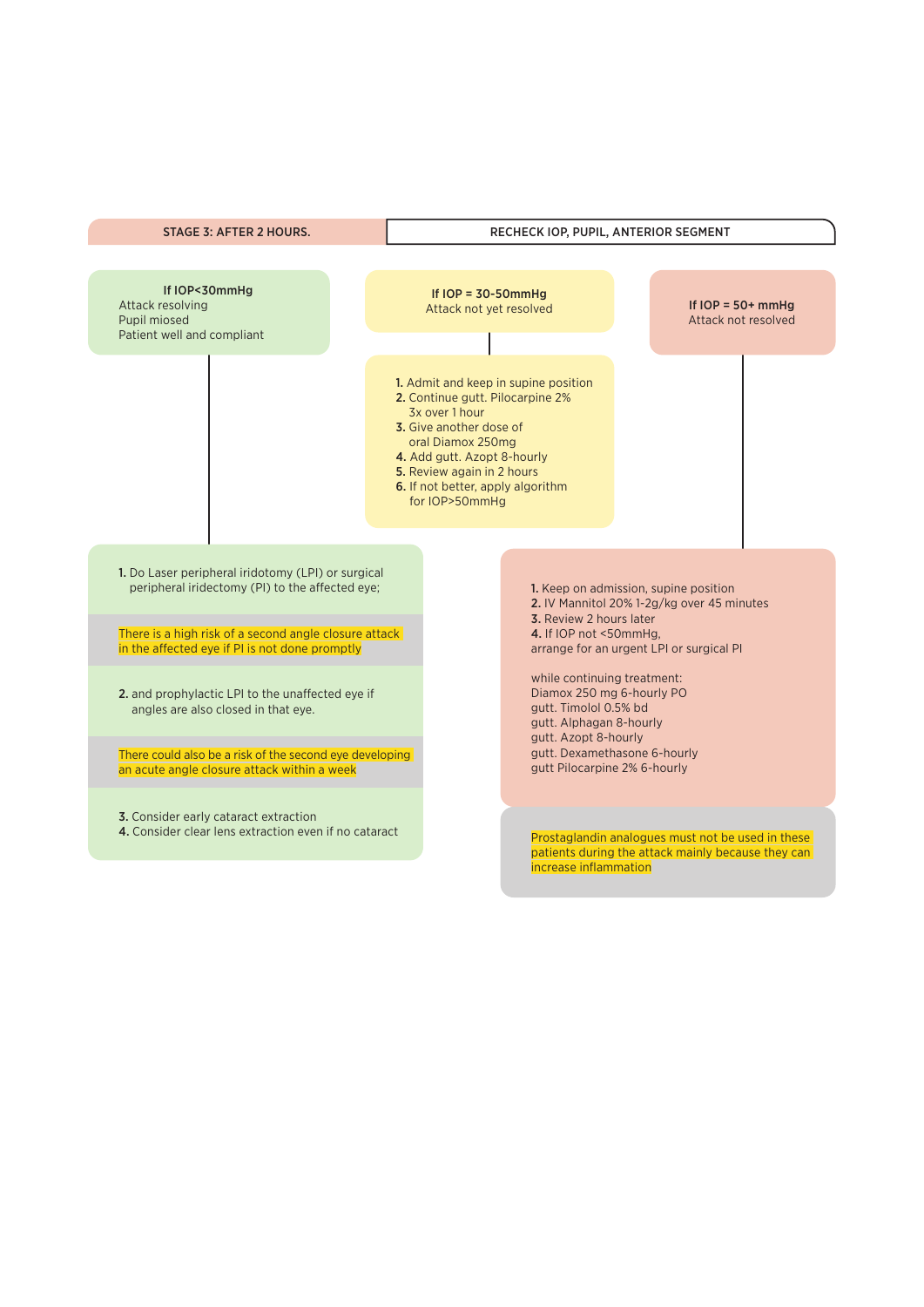**STAGE 3: AFTER 2 HOURS.** | **RECHECK IOP, PUPIL, ANTERIOR SEGMENT**

**If IOP<30mmHg**
Attack resolving
Pupil miosed
Patient well and compliant

1. Do Laser peripheral iridotomy (LPI) or surgical peripheral iridectomy (PI) to the affected eye;

There is a high risk of a second angle closure attack in the affected eye if PI is not done promptly

2. and prophylactic LPI to the unaffected eye if angles are also closed in that eye.

There could also be a risk of the second eye developing an acute angle closure attack within a week

3. Consider early cataract extraction
4. Consider clear lens extraction even if no cataract

**If IOP = 30-50mmHg**
Attack not yet resolved

1. Admit and keep in supine position
2. Continue gutt. Pilocarpine 2% 3x over 1 hour
3. Give another dose of oral Diamox 250mg
4. Add gutt. Azopt 8-hourly
5. Review again in 2 hours
6. If not better, apply algorithm for IOP>50mmHg

**If IOP = 50+ mmHg**
Attack not resolved

1. Keep on admission, supine position
2. IV Mannitol 20% 1-2g/kg over 45 minutes
3. Review 2 hours later
4. If IOP not <50mmHg, arrange for an urgent LPI or surgical PI

while continuing treatment:
Diamox 250 mg 6-hourly PO
gutt. Timolol 0.5% bd
gutt. Alphagan 8-hourly
gutt. Azopt 8-hourly
gutt. Dexamethasone 6-hourly
gutt Pilocarpine 2% 6-hourly

Prostaglandin analogues must not be used in these patients during the attack mainly because they can increase inflammation